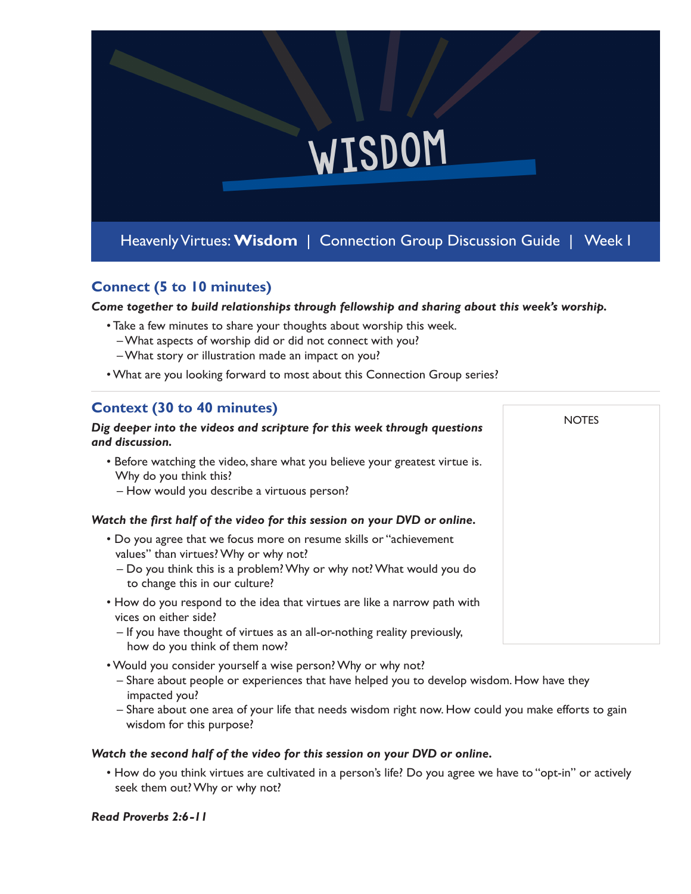# WISDOM

Heavenly Virtues: **Wisdom** | Connection Group Discussion Guide | Week 1

## Connect (5 to 10 minutes)

***Come together to build relationships through fellowship and sharing about this week's worship.***

- Take a few minutes to share your thoughts about worship this week.
  - What aspects of worship did or did not connect with you?
  - What story or illustration made an impact on you?
- What are you looking forward to most about this Connection Group series?

## Context (30 to 40 minutes)

***Dig deeper into the videos and scripture for this week through questions and discussion.***

- Before watching the video, share what you believe your greatest virtue is. Why do you think this?
  - How would you describe a virtuous person?

***Watch the first half of the video for this session on your DVD or online.***

- Do you agree that we focus more on resume skills or "achievement values" than virtues? Why or why not?
  - Do you think this is a problem? Why or why not? What would you do to change this in our culture?
- How do you respond to the idea that virtues are like a narrow path with vices on either side?
  - If you have thought of virtues as an all-or-nothing reality previously, how do you think of them now?
- Would you consider yourself a wise person? Why or why not?
  - Share about people or experiences that have helped you to develop wisdom. How have they impacted you?
  - Share about one area of your life that needs wisdom right now. How could you make efforts to gain wisdom for this purpose?

***Watch the second half of the video for this session on your DVD or online.***

- How do you think virtues are cultivated in a person's life? Do you agree we have to "opt-in" or actively seek them out? Why or why not?

***Read Proverbs 2:6-11***

NOTES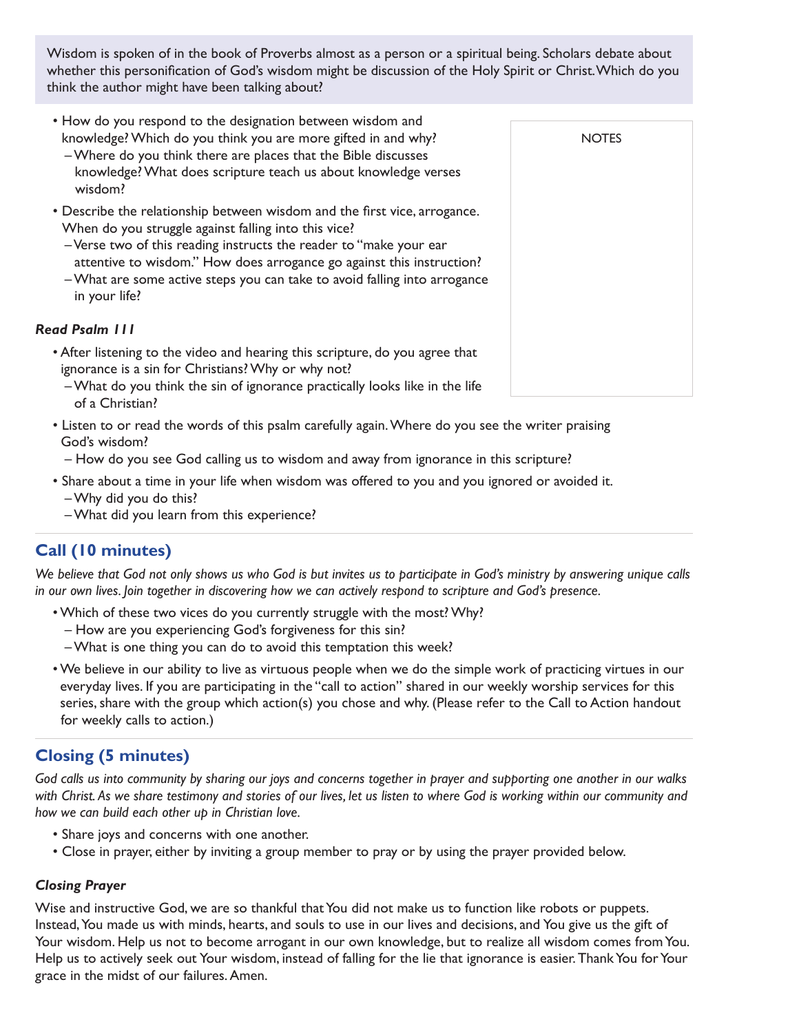Wisdom is spoken of in the book of Proverbs almost as a person or a spiritual being. Scholars debate about whether this personification of God's wisdom might be discussion of the Holy Spirit or Christ. Which do you think the author might have been talking about?

- How do you respond to the designation between wisdom and knowledge? Which do you think you are more gifted in and why?
  - Where do you think there are places that the Bible discusses knowledge? What does scripture teach us about knowledge verses wisdom?
- Describe the relationship between wisdom and the first vice, arrogance. When do you struggle against falling into this vice?
  - Verse two of this reading instructs the reader to "make your ear attentive to wisdom." How does arrogance go against this instruction?
  - What are some active steps you can take to avoid falling into arrogance in your life?

NOTES

***Read Psalm 111***

- After listening to the video and hearing this scripture, do you agree that ignorance is a sin for Christians? Why or why not?
  - What do you think the sin of ignorance practically looks like in the life of a Christian?
- Listen to or read the words of this psalm carefully again. Where do you see the writer praising God's wisdom?
  - How do you see God calling us to wisdom and away from ignorance in this scripture?
- Share about a time in your life when wisdom was offered to you and you ignored or avoided it.
  - Why did you do this?
  - What did you learn from this experience?

## Call (10 minutes)

*We believe that God not only shows us who God is but invites us to participate in God's ministry by answering unique calls in our own lives. Join together in discovering how we can actively respond to scripture and God's presence.*

- Which of these two vices do you currently struggle with the most? Why?
  - How are you experiencing God's forgiveness for this sin?
  - What is one thing you can do to avoid this temptation this week?
- We believe in our ability to live as virtuous people when we do the simple work of practicing virtues in our everyday lives. If you are participating in the "call to action" shared in our weekly worship services for this series, share with the group which action(s) you chose and why. (Please refer to the Call to Action handout for weekly calls to action.)

## Closing (5 minutes)

*God calls us into community by sharing our joys and concerns together in prayer and supporting one another in our walks with Christ. As we share testimony and stories of our lives, let us listen to where God is working within our community and how we can build each other up in Christian love.*

- Share joys and concerns with one another.
- Close in prayer, either by inviting a group member to pray or by using the prayer provided below.

***Closing Prayer***

Wise and instructive God, we are so thankful that You did not make us to function like robots or puppets. Instead, You made us with minds, hearts, and souls to use in our lives and decisions, and You give us the gift of Your wisdom. Help us not to become arrogant in our own knowledge, but to realize all wisdom comes from You. Help us to actively seek out Your wisdom, instead of falling for the lie that ignorance is easier. Thank You for Your grace in the midst of our failures. Amen.